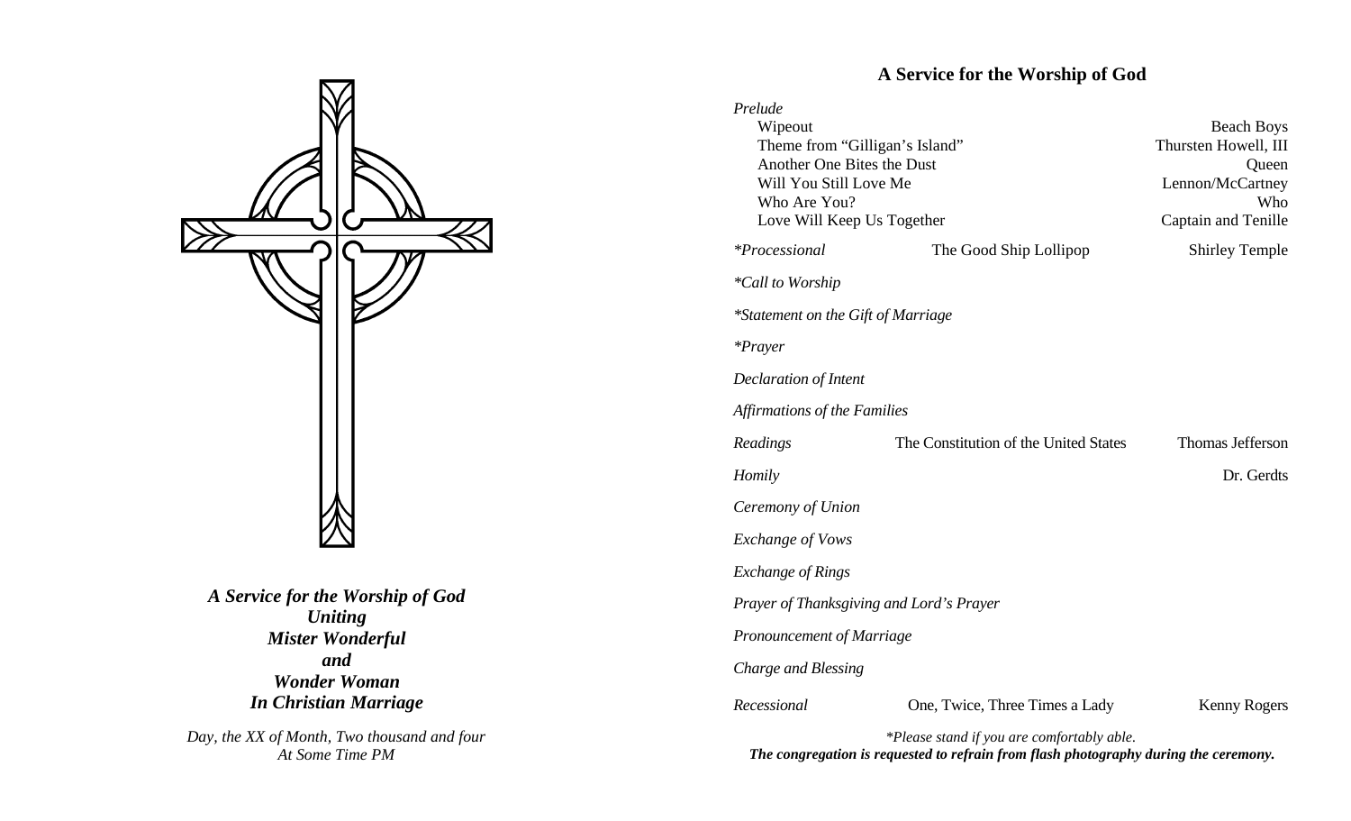***A Service for the Worship of God***
***Uniting***
***Mister Wonderful***
***and***
***Wonder Woman***
***In Christian Marriage***

*Day, the XX of Month, Two thousand and four*
*At Some Time PM*

## A Service for the Worship of God

*Prelude*

| | |
|---|---|
| Wipeout | Beach Boys |
| Theme from "Gilligan's Island" | Thursten Howell, III |
| Another One Bites the Dust | Queen |
| Will You Still Love Me | Lennon/McCartney |
| Who Are You? | Who |
| Love Will Keep Us Together | Captain and Tenille |

*\*Processional* — The Good Ship Lollipop — Shirley Temple

*\*Call to Worship*

*\*Statement on the Gift of Marriage*

*\*Prayer*

*Declaration of Intent*

*Affirmations of the Families*

*Readings* — The Constitution of the United States — Thomas Jefferson

*Homily* — Dr. Gerdts

*Ceremony of Union*

*Exchange of Vows*

*Exchange of Rings*

*Prayer of Thanksgiving and Lord's Prayer*

*Pronouncement of Marriage*

*Charge and Blessing*

*Recessional* — One, Twice, Three Times a Lady — Kenny Rogers

*\*Please stand if you are comfortably able.*

***The congregation is requested to refrain from flash photography during the ceremony.***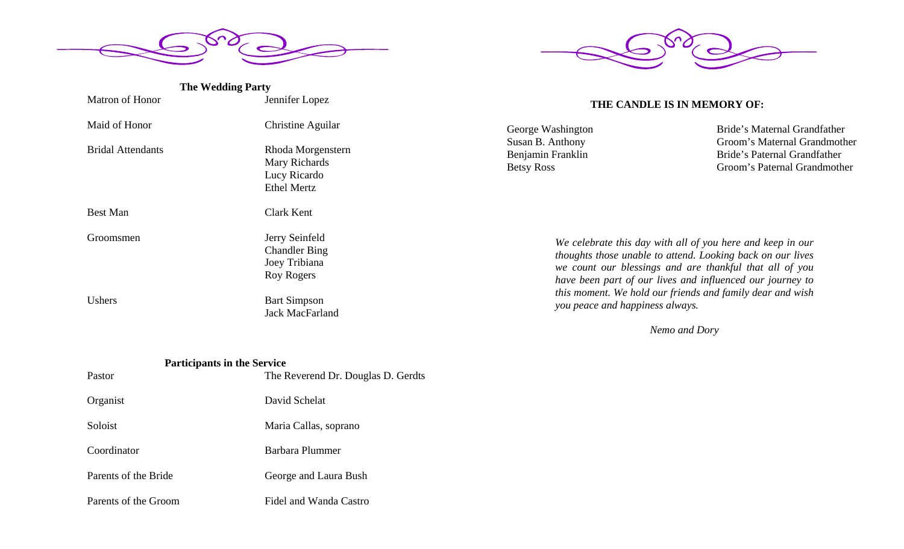## The Wedding Party

| | |
|---|---|
| Matron of Honor | Jennifer Lopez |
| Maid of Honor | Christine Aguilar |
| Bridal Attendants | Rhoda Morgenstern<br>Mary Richards<br>Lucy Ricardo<br>Ethel Mertz |
| Best Man | Clark Kent |
| Groomsmen | Jerry Seinfeld<br>Chandler Bing<br>Joey Tribiana<br>Roy Rogers |
| Ushers | Bart Simpson<br>Jack MacFarland |

## Participants in the Service

| | |
|---|---|
| Pastor | The Reverend Dr. Douglas D. Gerdts |
| Organist | David Schelat |
| Soloist | Maria Callas, soprano |
| Coordinator | Barbara Plummer |
| Parents of the Bride | George and Laura Bush |
| Parents of the Groom | Fidel and Wanda Castro |

## THE CANDLE IS IN MEMORY OF:

| | |
|---|---|
| George Washington | Bride's Maternal Grandfather |
| Susan B. Anthony | Groom's Maternal Grandmother |
| Benjamin Franklin | Bride's Paternal Grandfather |
| Betsy Ross | Groom's Paternal Grandmother |

*We celebrate this day with all of you here and keep in our thoughts those unable to attend. Looking back on our lives we count our blessings and are thankful that all of you have been part of our lives and influenced our journey to this moment. We hold our friends and family dear and wish you peace and happiness always.*

*Nemo and Dory*